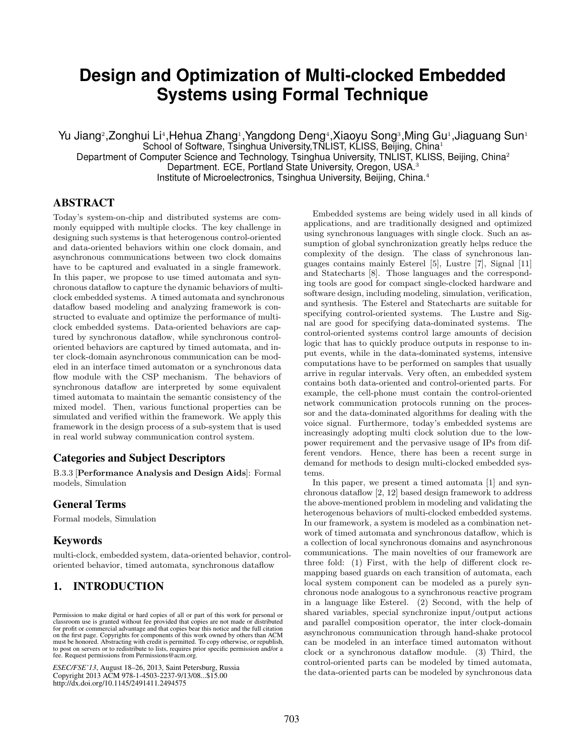# Design and Optimization of Multi-clocked Embedded Systems using Formal Technique

Yu Jiang[2],Zonghui Li[4],Hehua Zhang[1],Yangdong Deng[4],Xiaoyu Song[3],Ming Gu[1],Jiaguang Sun[1]
School of Software, Tsinghua University,TNLIST, KLISS, Beijing, China[1]
Department of Computer Science and Technology, Tsinghua University, TNLIST, KLISS, Beijing, China[2]
Department. ECE, Portland State University, Oregon, USA.[3]
Institute of Microelectronics, Tsinghua University, Beijing, China.[4]

## ABSTRACT

Today's system-on-chip and distributed systems are commonly equipped with multiple clocks. The key challenge in designing such systems is that heterogenous control-oriented and data-oriented behaviors within one clock domain, and asynchronous communications between two clock domains have to be captured and evaluated in a single framework. In this paper, we propose to use timed automata and synchronous dataflow to capture the dynamic behaviors of multi-clock embedded systems. A timed automata and synchronous dataflow based modeling and analyzing framework is constructed to evaluate and optimize the performance of multi-clock embedded systems. Data-oriented behaviors are captured by synchronous dataflow, while synchronous control-oriented behaviors are captured by timed automata, and inter clock-domain asynchronous communication can be modeled in an interface timed automaton or a synchronous data flow module with the CSP mechanism. The behaviors of synchronous dataflow are interpreted by some equivalent timed automata to maintain the semantic consistency of the mixed model. Then, various functional properties can be simulated and verified within the framework. We apply this framework in the design process of a sub-system that is used in real world subway communication control system.

### Categories and Subject Descriptors

B.3.3 [**Performance Analysis and Design Aids**]: Formal models, Simulation

### General Terms

Formal models, Simulation

### Keywords

multi-clock, embedded system, data-oriented behavior, control-oriented behavior, timed automata, synchronous dataflow

## 1. INTRODUCTION

Permission to make digital or hard copies of all or part of this work for personal or classroom use is granted without fee provided that copies are not made or distributed for profit or commercial advantage and that copies bear this notice and the full citation on the first page. Copyrights for components of this work owned by others than ACM must be honored. Abstracting with credit is permitted. To copy otherwise, or republish, to post on servers or to redistribute to lists, requires prior specific permission and/or a fee. Request permissions from Permissions@acm.org.

*ESEC/FSE'13*, August 18–26, 2013, Saint Petersburg, Russia
Copyright 2013 ACM 978-1-4503-2237-9/13/08...$15.00
http://dx.doi.org/10.1145/2491411.2494575

Embedded systems are being widely used in all kinds of applications, and are traditionally designed and optimized using synchronous languages with single clock. Such an assumption of global synchronization greatly helps reduce the complexity of the design. The class of synchronous languages contains mainly Esterel [5], Lustre [7], Signal [11] and Statecharts [8]. Those languages and the corresponding tools are good for compact single-clocked hardware and software design, including modeling, simulation, verification, and synthesis. The Esterel and Statecharts are suitable for specifying control-oriented systems. The Lustre and Signal are good for specifying data-dominated systems. The control-oriented systems control large amounts of decision logic that has to quickly produce outputs in response to input events, while in the data-dominated systems, intensive computations have to be performed on samples that usually arrive in regular intervals. Very often, an embedded system contains both data-oriented and control-oriented parts. For example, the cell-phone must contain the control-oriented network communication protocols running on the processor and the data-dominated algorithms for dealing with the voice signal. Furthermore, today's embedded systems are increasingly adopting multi clock solution due to the low-power requirement and the pervasive usage of IPs from different vendors. Hence, there has been a recent surge in demand for methods to design multi-clocked embedded systems.

In this paper, we present a timed automata [1] and synchronous dataflow [2, 12] based design framework to address the above-mentioned problem in modeling and validating the heterogenous behaviors of multi-clocked embedded systems. In our framework, a system is modeled as a combination network of timed automata and synchronous dataflow, which is a collection of local synchronous domains and asynchronous communications. The main novelties of our framework are three fold: (1) First, with the help of different clock remapping based guards on each transition of automata, each local system component can be modeled as a purely synchronous node analogous to a synchronous reactive program in a language like Esterel. (2) Second, with the help of shared variables, special synchronize input/output actions and parallel composition operator, the inter clock-domain asynchronous communication through hand-shake protocol can be modeled in an interface timed automaton without clock or a synchronous dataflow module. (3) Third, the control-oriented parts can be modeled by timed automata, the data-oriented parts can be modeled by synchronous data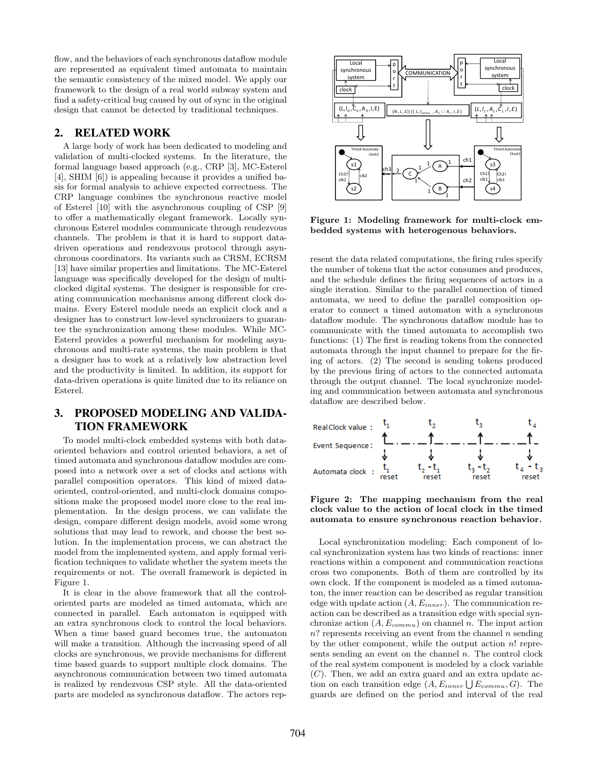flow, and the behaviors of each synchronous dataflow module are represented as equivalent timed automata to maintain the semantic consistency of the mixed model. We apply our framework to the design of a real world subway system and find a safety-critical bug caused by out of sync in the original design that cannot be detected by traditional techniques.

## 2. RELATED WORK

A large body of work has been dedicated to modeling and validation of multi-clocked systems. In the literature, the formal language based approach (e.g., CRP [3], MC-Esterel [4], SHIM [6]) is appealing because it provides a unified basis for formal analysis to achieve expected correctness. The CRP language combines the synchronous reactive model of Esterel [10] with the asynchronous coupling of CSP [9] to offer a mathematically elegant framework. Locally synchronous Esterel modules communicate through rendezvous channels. The problem is that it is hard to support data-driven operations and rendezvous protocol through asynchronous coordinators. Its variants such as CRSM, ECRSM [13] have similar properties and limitations. The MC-Esterel language was specifically developed for the design of multi-clocked digital systems. The designer is responsible for creating communication mechanisms among different clock domains. Every Esterel module needs an explicit clock and a designer has to construct low-level synchronizers to guarantee the synchronization among these modules. While MC-Esterel provides a powerful mechanism for modeling asynchronous and multi-rate systems, the main problem is that a designer has to work at a relatively low abstraction level and the productivity is limited. In addition, its support for data-driven operations is quite limited due to its reliance on Esterel.

## 3. PROPOSED MODELING AND VALIDATION FRAMEWORK

To model multi-clock embedded systems with both data-oriented behaviors and control oriented behaviors, a set of timed automata and synchronous dataflow modules are composed into a network over a set of clocks and actions with parallel composition operators. This kind of mixed data-oriented, control-oriented, and multi-clock domains compositions make the proposed model more close to the real implementation. In the design process, we can validate the design, compare different design models, avoid some wrong solutions that may lead to rework, and choose the best solution. In the implementation process, we can abstract the model from the implemented system, and apply formal verification techniques to validate whether the system meets the requirements or not. The overall framework is depicted in Figure 1.

It is clear in the above framework that all the control-oriented parts are modeled as timed automata, which are connected in parallel. Each automaton is equipped with an extra synchronous clock to control the local behaviors. When a time based guard becomes true, the automaton will make a transition. Although the increasing speed of all clocks are synchronous, we provide mechanisms for different time based guards to support multiple clock domains. The asynchronous communication between two timed automata is realized by rendezvous CSP style. All the data-oriented parts are modeled as synchronous dataflow. The actors represent the data related computations, the firing rules specify the number of tokens that the actor consumes and produces, and the schedule defines the firing sequences of actors in a single iteration. Similar to the parallel connection of timed automata, we need to define the parallel composition operator to connect a timed automaton with a synchronous dataflow module. The synchronous dataflow module has to communicate with the timed automata to accomplish two functions: (1) The first is reading tokens from the connected automata through the input channel to prepare for the firing of actors. (2) The second is sending tokens produced by the previous firing of actors to the connected automata through the output channel. The local synchronize modeling and communication between automata and synchronous dataflow are described below.

Local
synchronous
system
port
clock
COMMUNICATION
Local
synchronous
system
port
clock
$(L, l_0, C_0, A_0, I, E)$
$(N, L, S) || (L, l_{interface}, A_0 \cup A_1, I, E)$
$(L, l_1, A_1, C_1, I, E)$
Timed Automata clock2
s1
Ch3?
clk2
clk2
s2
ch3
2
C
1
1
A
1
1
B
1
1
ch1
ch2
Timed Automata Clock1
s3
Ch1!
clk1
Ch2!
clk1
s4

**Figure 1: Modeling framework for multi-clock embedded systems with heterogenous behaviors.**

Real Clock value :
$t_1$
$t_2$
$t_3$
$t_4$
Event Sequence :
Automata clock :
$t_1$ reset
$t_2 - t_1$ reset
$t_3 - t_2$ reset
$t_4 - t_3$ reset

**Figure 2: The mapping mechanism from the real clock value to the action of local clock in the timed automata to ensure synchronous reaction behavior.**

Local synchronization modeling: Each component of local synchronization system has two kinds of reactions: inner reactions within a component and communication reactions cross two components. Both of them are controlled by its own clock. If the component is modeled as a timed automaton, the inner reaction can be described as regular transition edge with update action $(A, E_{inner})$. The communication reaction can be described as a transition edge with special synchronize action $(A, E_{commu})$ on channel $n$. The input action $n?$ represents receiving an event from the channel $n$ sending by the other component, while the output action $n!$ represents sending an event on the channel $n$. The control clock of the real system component is modeled by a clock variable $(C)$. Then, we add an extra guard and an extra update action on each transition edge $(A, E_{inner} \bigcup E_{commu}, G)$. The guards are defined on the period and interval of the real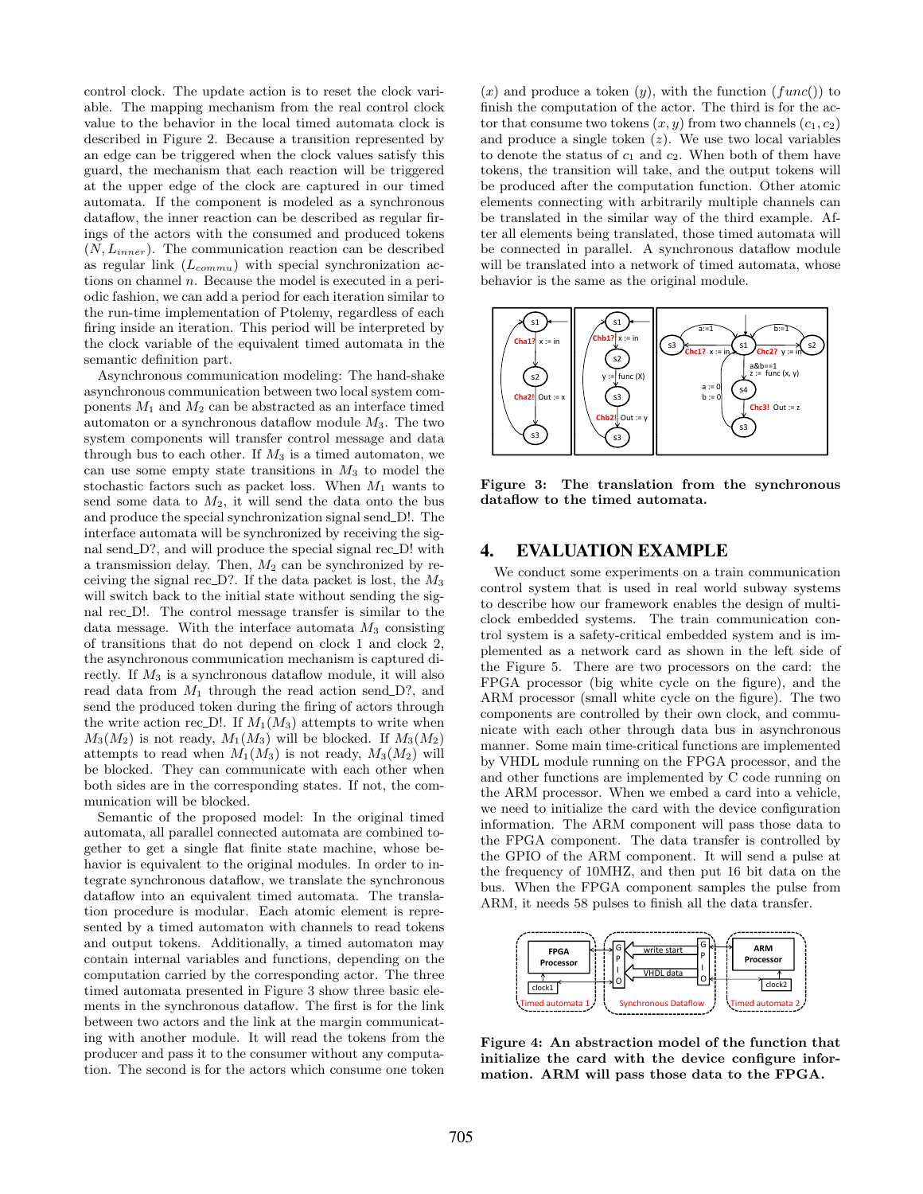control clock. The update action is to reset the clock variable. The mapping mechanism from the real control clock value to the behavior in the local timed automata clock is described in Figure 2. Because a transition represented by an edge can be triggered when the clock values satisfy this guard, the mechanism that each reaction will be triggered at the upper edge of the clock are captured in our timed automata. If the component is modeled as a synchronous dataflow, the inner reaction can be described as regular firings of the actors with the consumed and produced tokens $(N, L_{inner})$. The communication reaction can be described as regular link $(L_{commu})$ with special synchronization actions on channel $n$. Because the model is executed in a periodic fashion, we can add a period for each iteration similar to the run-time implementation of Ptolemy, regardless of each firing inside an iteration. This period will be interpreted by the clock variable of the equivalent timed automata in the semantic definition part.

Asynchronous communication modeling: The hand-shake asynchronous communication between two local system components $M_1$ and $M_2$ can be abstracted as an interface timed automaton or a synchronous dataflow module $M_3$. The two system components will transfer control message and data through bus to each other. If $M_3$ is a timed automaton, we can use some empty state transitions in $M_3$ to model the stochastic factors such as packet loss. When $M_1$ wants to send some data to $M_2$, it will send the data onto the bus and produce the special synchronization signal send_D!. The interface automata will be synchronized by receiving the signal send_D?, and will produce the special signal rec_D! with a transmission delay. Then, $M_2$ can be synchronized by receiving the signal rec_D?. If the data packet is lost, the $M_3$ will switch back to the initial state without sending the signal rec_D!. The control message transfer is similar to the data message. With the interface automata $M_3$ consisting of transitions that do not depend on clock 1 and clock 2, the asynchronous communication mechanism is captured directly. If $M_3$ is a synchronous dataflow module, it will also read data from $M_1$ through the read action send_D?, and send the produced token during the firing of actors through the write action rec_D!. If $M_1(M_3)$ attempts to write when $M_3(M_2)$ is not ready, $M_1(M_3)$ will be blocked. If $M_3(M_2)$ attempts to read when $M_1(M_3)$ is not ready, $M_3(M_2)$ will be blocked. They can communicate with each other when both sides are in the corresponding states. If not, the communication will be blocked.

Semantic of the proposed model: In the original timed automata, all parallel connected automata are combined together to get a single flat finite state machine, whose behavior is equivalent to the original modules. In order to integrate synchronous dataflow, we translate the synchronous dataflow into an equivalent timed automata. The translation procedure is modular. Each atomic element is represented by a timed automaton with channels to read tokens and output tokens. Additionally, a timed automaton may contain internal variables and functions, depending on the computation carried by the corresponding actor. The three timed automata presented in Figure 3 show three basic elements in the synchronous dataflow. The first is for the link between two actors and the link at the margin communicating with another module. It will read the tokens from the producer and pass it to the consumer without any computation. The second is for the actors which consume one token $(x)$ and produce a token $(y)$, with the function $(func())$ to finish the computation of the actor. The third is for the actor that consume two tokens $(x, y)$ from two channels $(c_1, c_2)$ and produce a single token $(z)$. We use two local variables to denote the status of $c_1$ and $c_2$. When both of them have tokens, the transition will take, and the output tokens will be produced after the computation function. Other atomic elements connecting with arbitrarily multiple channels can be translated in the similar way of the third example. After all elements being translated, those timed automata will be connected in parallel. A synchronous dataflow module will be translated into a network of timed automata, whose behavior is the same as the original module.

**Figure 3: The translation from the synchronous dataflow to the timed automata.**

## 4. EVALUATION EXAMPLE

We conduct some experiments on a train communication control system that is used in real world subway systems to describe how our framework enables the design of multi-clock embedded systems. The train communication control system is a safety-critical embedded system and is implemented as a network card as shown in the left side of the Figure 5. There are two processors on the card: the FPGA processor (big white cycle on the figure), and the ARM processor (small white cycle on the figure). The two components are controlled by their own clock, and communicate with each other through data bus in asynchronous manner. Some main time-critical functions are implemented by VHDL module running on the FPGA processor, and the and other functions are implemented by C code running on the ARM processor. When we embed a card into a vehicle, we need to initialize the card with the device configuration information. The ARM component will pass those data to the FPGA component. The data transfer is controlled by the GPIO of the ARM component. It will send a pulse at the frequency of 10MHZ, and then put 16 bit data on the bus. When the FPGA component samples the pulse from ARM, it needs 58 pulses to finish all the data transfer.

**Figure 4: An abstraction model of the function that initialize the card with the device configure information. ARM will pass those data to the FPGA.**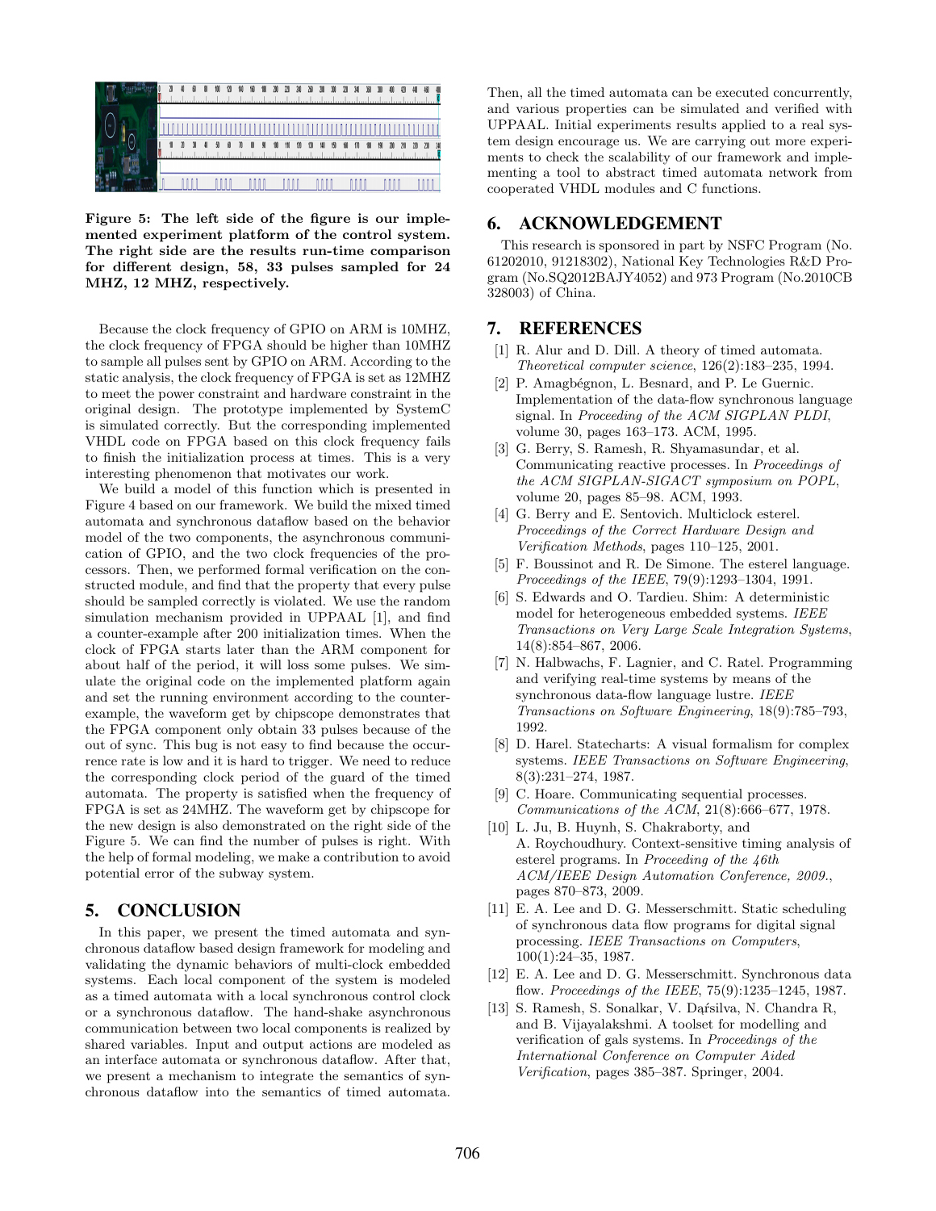**Figure 5: The left side of the figure is our implemented experiment platform of the control system. The right side are the results run-time comparison for different design, 58, 33 pulses sampled for 24 MHZ, 12 MHZ, respectively.**

Because the clock frequency of GPIO on ARM is 10MHZ, the clock frequency of FPGA should be higher than 10MHZ to sample all pulses sent by GPIO on ARM. According to the static analysis, the clock frequency of FPGA is set as 12MHZ to meet the power constraint and hardware constraint in the original design. The prototype implemented by SystemC is simulated correctly. But the corresponding implemented VHDL code on FPGA based on this clock frequency fails to finish the initialization process at times. This is a very interesting phenomenon that motivates our work.

We build a model of this function which is presented in Figure 4 based on our framework. We build the mixed timed automata and synchronous dataflow based on the behavior model of the two components, the asynchronous communication of GPIO, and the two clock frequencies of the processors. Then, we performed formal verification on the constructed module, and find that the property that every pulse should be sampled correctly is violated. We use the random simulation mechanism provided in UPPAAL [1], and find a counter-example after 200 initialization times. When the clock of FPGA starts later than the ARM component for about half of the period, it will loss some pulses. We simulate the original code on the implemented platform again and set the running environment according to the counter-example, the waveform get by chipscope demonstrates that the FPGA component only obtain 33 pulses because of the out of sync. This bug is not easy to find because the occurrence rate is low and it is hard to trigger. We need to reduce the corresponding clock period of the guard of the timed automata. The property is satisfied when the frequency of FPGA is set as 24MHZ. The waveform get by chipscope for the new design is also demonstrated on the right side of the Figure 5. We can find the number of pulses is right. With the help of formal modeling, we make a contribution to avoid potential error of the subway system.

## 5. CONCLUSION

In this paper, we present the timed automata and synchronous dataflow based design framework for modeling and validating the dynamic behaviors of multi-clock embedded systems. Each local component of the system is modeled as a timed automata with a local synchronous control clock or a synchronous dataflow. The hand-shake asynchronous communication between two local components is realized by shared variables. Input and output actions are modeled as an interface automata or synchronous dataflow. After that, we present a mechanism to integrate the semantics of synchronous dataflow into the semantics of timed automata. Then, all the timed automata can be executed concurrently, and various properties can be simulated and verified with UPPAAL. Initial experiments results applied to a real system design encourage us. We are carrying out more experiments to check the scalability of our framework and implementing a tool to abstract timed automata network from cooperated VHDL modules and C functions.

## 6. ACKNOWLEDGEMENT

This research is sponsored in part by NSFC Program (No. 61202010, 91218302), National Key Technologies R&D Program (No.SQ2012BAJY4052) and 973 Program (No.2010CB 328003) of China.

## 7. REFERENCES

[1] R. Alur and D. Dill. A theory of timed automata. *Theoretical computer science*, 126(2):183–235, 1994.

[2] P. Amagbégnon, L. Besnard, and P. Le Guernic. Implementation of the data-flow synchronous language signal. In *Proceeding of the ACM SIGPLAN PLDI*, volume 30, pages 163–173. ACM, 1995.

[3] G. Berry, S. Ramesh, R. Shyamasundar, et al. Communicating reactive processes. In *Proceedings of the ACM SIGPLAN-SIGACT symposium on POPL*, volume 20, pages 85–98. ACM, 1993.

[4] G. Berry and E. Sentovich. Multiclock esterel. *Proceedings of the Correct Hardware Design and Verification Methods*, pages 110–125, 2001.

[5] F. Boussinot and R. De Simone. The esterel language. *Proceedings of the IEEE*, 79(9):1293–1304, 1991.

[6] S. Edwards and O. Tardieu. Shim: A deterministic model for heterogeneous embedded systems. *IEEE Transactions on Very Large Scale Integration Systems*, 14(8):854–867, 2006.

[7] N. Halbwachs, F. Lagnier, and C. Ratel. Programming and verifying real-time systems by means of the synchronous data-flow language lustre. *IEEE Transactions on Software Engineering*, 18(9):785–793, 1992.

[8] D. Harel. Statecharts: A visual formalism for complex systems. *IEEE Transactions on Software Engineering*, 8(3):231–274, 1987.

[9] C. Hoare. Communicating sequential processes. *Communications of the ACM*, 21(8):666–677, 1978.

[10] L. Ju, B. Huynh, S. Chakraborty, and A. Roychoudhury. Context-sensitive timing analysis of esterel programs. In *Proceeding of the 46th ACM/IEEE Design Automation Conference, 2009.*, pages 870–873, 2009.

[11] E. A. Lee and D. G. Messerschmitt. Static scheduling of synchronous data flow programs for digital signal processing. *IEEE Transactions on Computers*, 100(1):24–35, 1987.

[12] E. A. Lee and D. G. Messerschmitt. Synchronous data flow. *Proceedings of the IEEE*, 75(9):1235–1245, 1987.

[13] S. Ramesh, S. Sonalkar, V. Dąŕsilva, N. Chandra R, and B. Vijayalakshmi. A toolset for modelling and verification of gals systems. In *Proceedings of the International Conference on Computer Aided Verification*, pages 385–387. Springer, 2004.